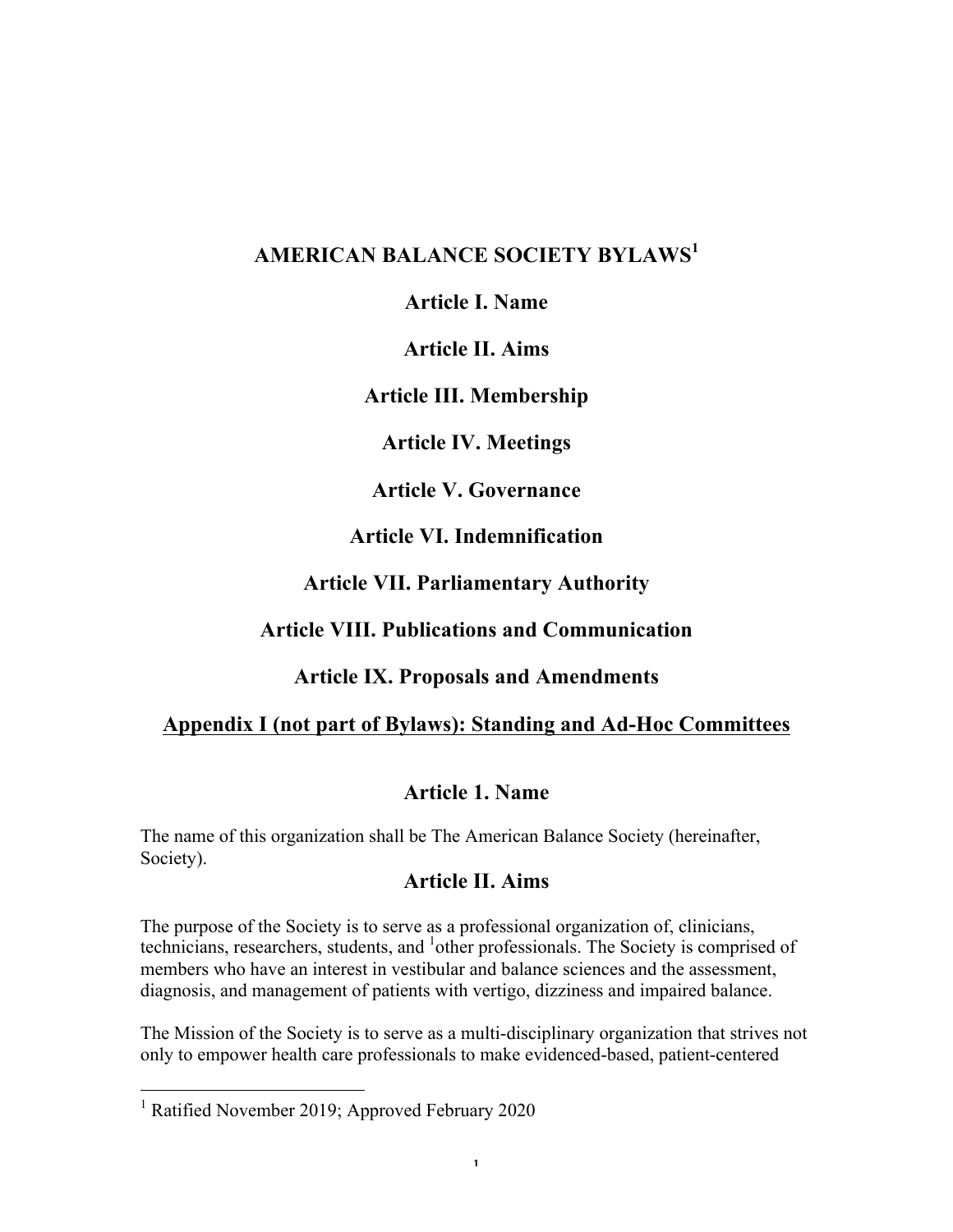# AMERICAN BALANCE SOCIETY BYLAWS[1]

**Article I. Name**

**Article II. Aims**

**Article III. Membership**

**Article IV. Meetings**

**Article V. Governance**

**Article VI. Indemnification**

**Article VII. Parliamentary Authority**

**Article VIII. Publications and Communication**

**Article IX. Proposals and Amendments**

**Appendix I (not part of Bylaws): Standing and Ad-Hoc Committees**

## Article 1. Name

The name of this organization shall be The American Balance Society (hereinafter, Society).

## Article II. Aims

The purpose of the Society is to serve as a professional organization of, clinicians, technicians, researchers, students, and [1]other professionals. The Society is comprised of members who have an interest in vestibular and balance sciences and the assessment, diagnosis, and management of patients with vertigo, dizziness and impaired balance.

The Mission of the Society is to serve as a multi-disciplinary organization that strives not only to empower health care professionals to make evidenced-based, patient-centered

[1] Ratified November 2019; Approved February 2020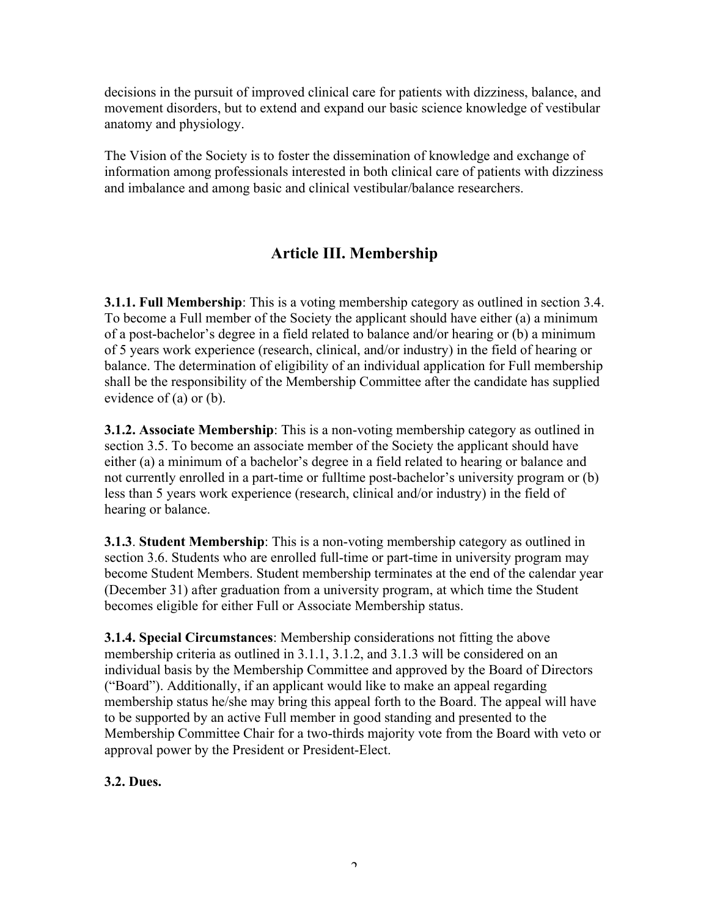decisions in the pursuit of improved clinical care for patients with dizziness, balance, and movement disorders, but to extend and expand our basic science knowledge of vestibular anatomy and physiology.

The Vision of the Society is to foster the dissemination of knowledge and exchange of information among professionals interested in both clinical care of patients with dizziness and imbalance and among basic and clinical vestibular/balance researchers.

## Article III. Membership

**3.1.1. Full Membership**: This is a voting membership category as outlined in section 3.4. To become a Full member of the Society the applicant should have either (a) a minimum of a post-bachelor's degree in a field related to balance and/or hearing or (b) a minimum of 5 years work experience (research, clinical, and/or industry) in the field of hearing or balance. The determination of eligibility of an individual application for Full membership shall be the responsibility of the Membership Committee after the candidate has supplied evidence of (a) or (b).

**3.1.2. Associate Membership**: This is a non-voting membership category as outlined in section 3.5. To become an associate member of the Society the applicant should have either (a) a minimum of a bachelor's degree in a field related to hearing or balance and not currently enrolled in a part-time or fulltime post-bachelor's university program or (b) less than 5 years work experience (research, clinical and/or industry) in the field of hearing or balance.

**3.1.3**. **Student Membership**: This is a non-voting membership category as outlined in section 3.6. Students who are enrolled full-time or part-time in university program may become Student Members. Student membership terminates at the end of the calendar year (December 31) after graduation from a university program, at which time the Student becomes eligible for either Full or Associate Membership status.

**3.1.4. Special Circumstances**: Membership considerations not fitting the above membership criteria as outlined in 3.1.1, 3.1.2, and 3.1.3 will be considered on an individual basis by the Membership Committee and approved by the Board of Directors ("Board"). Additionally, if an applicant would like to make an appeal regarding membership status he/she may bring this appeal forth to the Board. The appeal will have to be supported by an active Full member in good standing and presented to the Membership Committee Chair for a two-thirds majority vote from the Board with veto or approval power by the President or President-Elect.

**3.2. Dues.**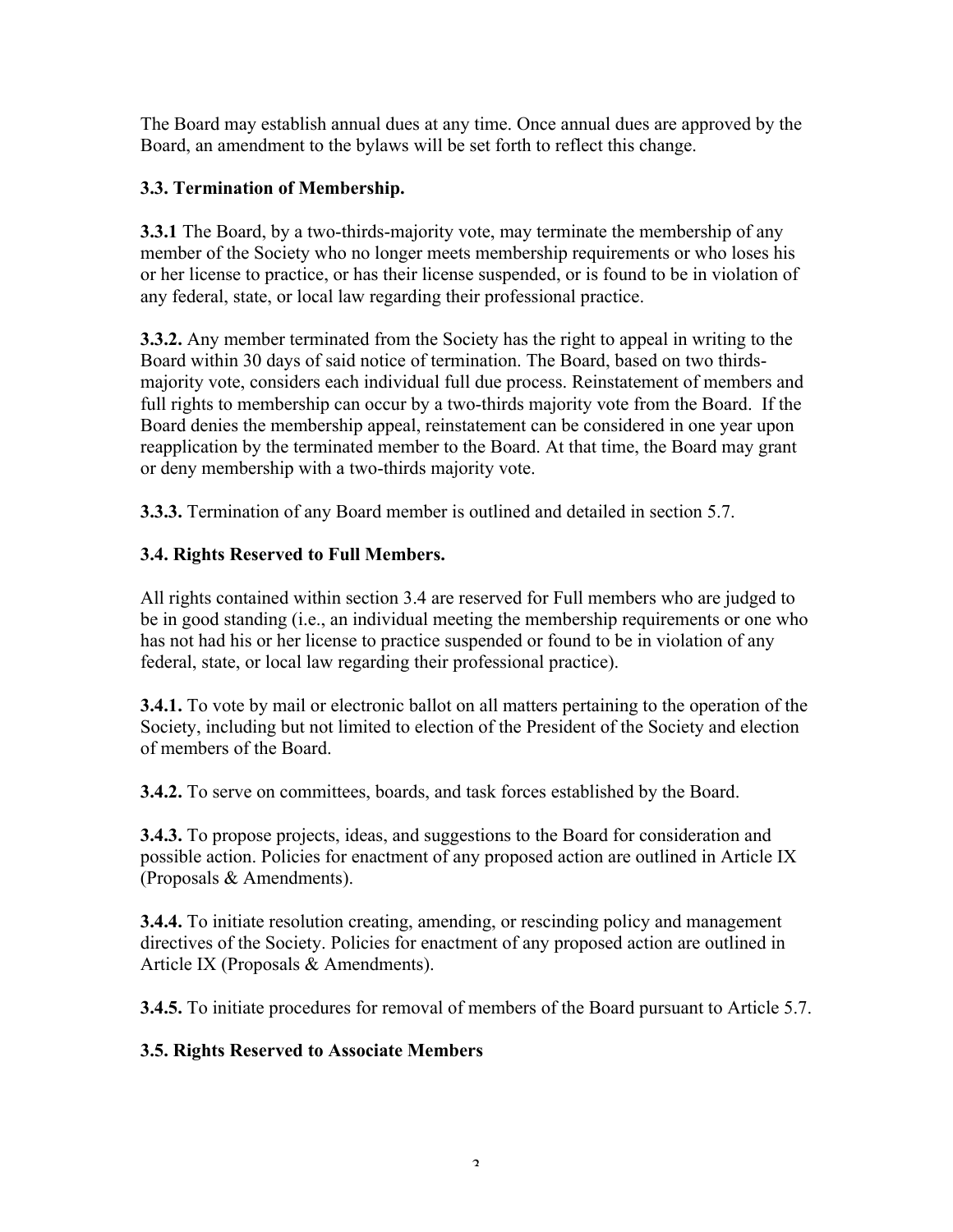The Board may establish annual dues at any time. Once annual dues are approved by the Board, an amendment to the bylaws will be set forth to reflect this change.

### 3.3. Termination of Membership.

**3.3.1** The Board, by a two-thirds-majority vote, may terminate the membership of any member of the Society who no longer meets membership requirements or who loses his or her license to practice, or has their license suspended, or is found to be in violation of any federal, state, or local law regarding their professional practice.

**3.3.2.** Any member terminated from the Society has the right to appeal in writing to the Board within 30 days of said notice of termination. The Board, based on two thirds-majority vote, considers each individual full due process. Reinstatement of members and full rights to membership can occur by a two-thirds majority vote from the Board. If the Board denies the membership appeal, reinstatement can be considered in one year upon reapplication by the terminated member to the Board. At that time, the Board may grant or deny membership with a two-thirds majority vote.

**3.3.3.** Termination of any Board member is outlined and detailed in section 5.7.

### 3.4. Rights Reserved to Full Members.

All rights contained within section 3.4 are reserved for Full members who are judged to be in good standing (i.e., an individual meeting the membership requirements or one who has not had his or her license to practice suspended or found to be in violation of any federal, state, or local law regarding their professional practice).

**3.4.1.** To vote by mail or electronic ballot on all matters pertaining to the operation of the Society, including but not limited to election of the President of the Society and election of members of the Board.

**3.4.2.** To serve on committees, boards, and task forces established by the Board.

**3.4.3.** To propose projects, ideas, and suggestions to the Board for consideration and possible action. Policies for enactment of any proposed action are outlined in Article IX (Proposals & Amendments).

**3.4.4.** To initiate resolution creating, amending, or rescinding policy and management directives of the Society. Policies for enactment of any proposed action are outlined in Article IX (Proposals & Amendments).

**3.4.5.** To initiate procedures for removal of members of the Board pursuant to Article 5.7.

### 3.5. Rights Reserved to Associate Members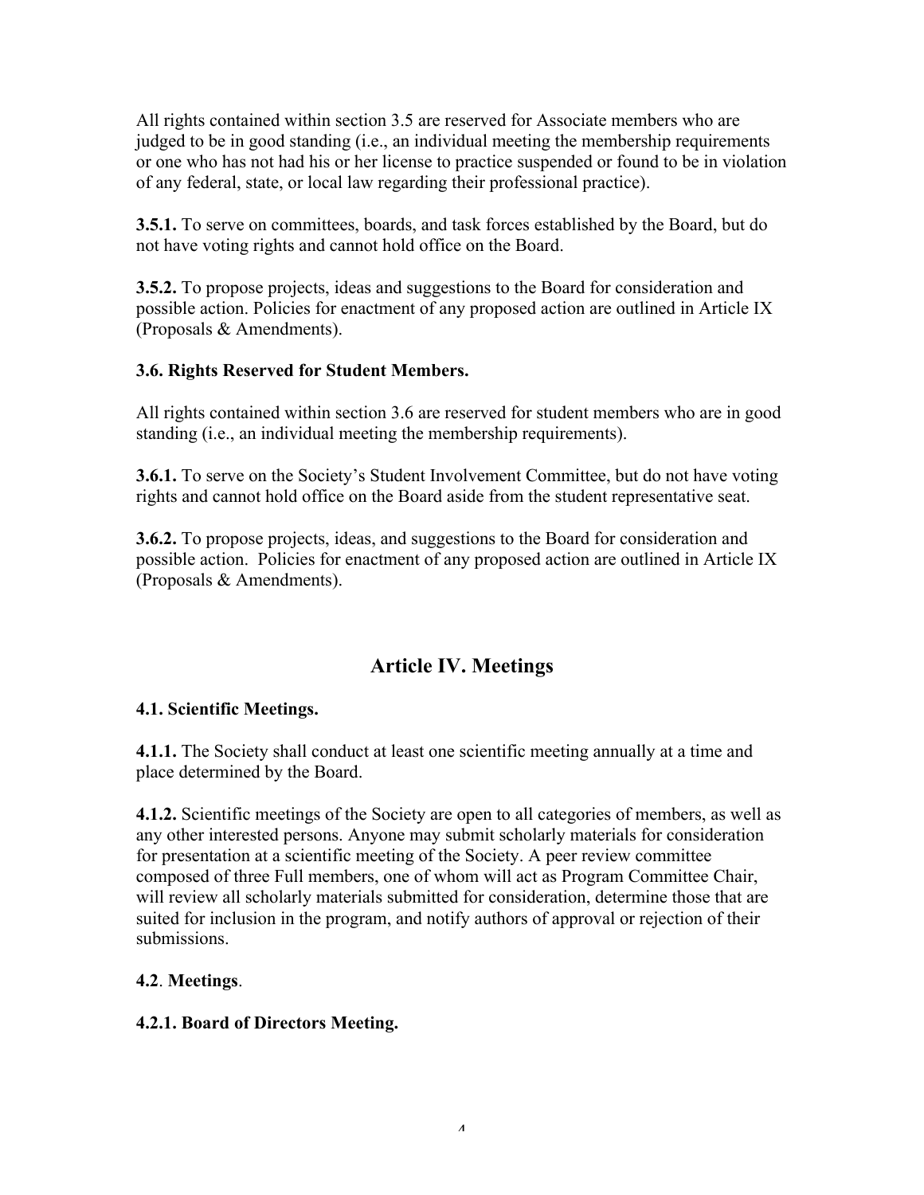All rights contained within section 3.5 are reserved for Associate members who are judged to be in good standing (i.e., an individual meeting the membership requirements or one who has not had his or her license to practice suspended or found to be in violation of any federal, state, or local law regarding their professional practice).

**3.5.1.** To serve on committees, boards, and task forces established by the Board, but do not have voting rights and cannot hold office on the Board.

**3.5.2.** To propose projects, ideas and suggestions to the Board for consideration and possible action. Policies for enactment of any proposed action are outlined in Article IX (Proposals & Amendments).

**3.6. Rights Reserved for Student Members.**

All rights contained within section 3.6 are reserved for student members who are in good standing (i.e., an individual meeting the membership requirements).

**3.6.1.** To serve on the Society's Student Involvement Committee, but do not have voting rights and cannot hold office on the Board aside from the student representative seat.

**3.6.2.** To propose projects, ideas, and suggestions to the Board for consideration and possible action. Policies for enactment of any proposed action are outlined in Article IX (Proposals & Amendments).

## Article IV. Meetings

**4.1. Scientific Meetings.**

**4.1.1.** The Society shall conduct at least one scientific meeting annually at a time and place determined by the Board.

**4.1.2.** Scientific meetings of the Society are open to all categories of members, as well as any other interested persons. Anyone may submit scholarly materials for consideration for presentation at a scientific meeting of the Society. A peer review committee composed of three Full members, one of whom will act as Program Committee Chair, will review all scholarly materials submitted for consideration, determine those that are suited for inclusion in the program, and notify authors of approval or rejection of their submissions.

**4.2**. **Meetings**.

**4.2.1. Board of Directors Meeting.**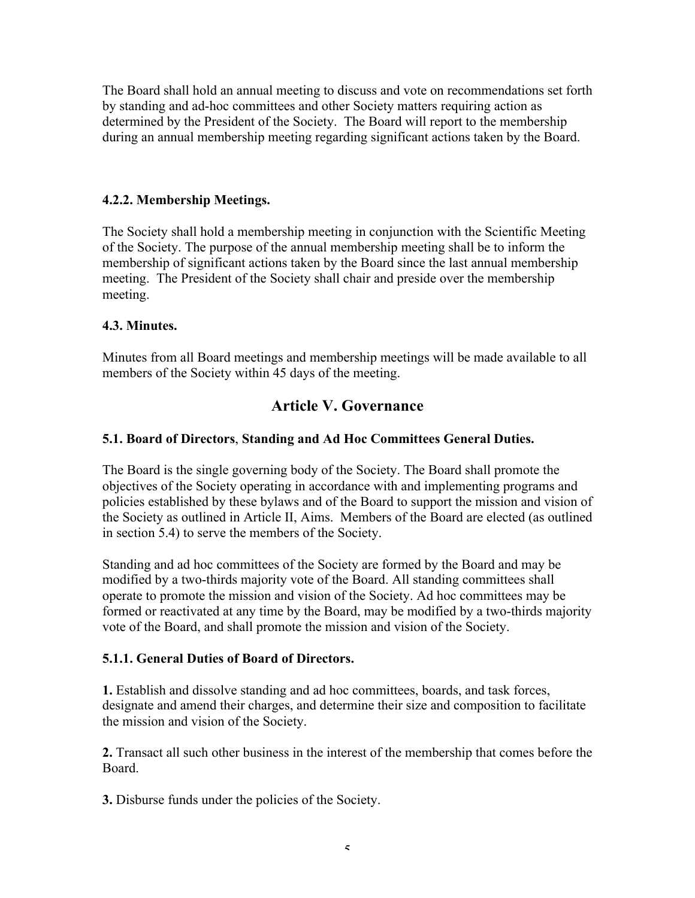The Board shall hold an annual meeting to discuss and vote on recommendations set forth by standing and ad-hoc committees and other Society matters requiring action as determined by the President of the Society. The Board will report to the membership during an annual membership meeting regarding significant actions taken by the Board.

### 4.2.2. Membership Meetings.

The Society shall hold a membership meeting in conjunction with the Scientific Meeting of the Society. The purpose of the annual membership meeting shall be to inform the membership of significant actions taken by the Board since the last annual membership meeting. The President of the Society shall chair and preside over the membership meeting.

### 4.3. Minutes.

Minutes from all Board meetings and membership meetings will be made available to all members of the Society within 45 days of the meeting.

## Article V. Governance

### 5.1. Board of Directors, Standing and Ad Hoc Committees General Duties.

The Board is the single governing body of the Society. The Board shall promote the objectives of the Society operating in accordance with and implementing programs and policies established by these bylaws and of the Board to support the mission and vision of the Society as outlined in Article II, Aims. Members of the Board are elected (as outlined in section 5.4) to serve the members of the Society.

Standing and ad hoc committees of the Society are formed by the Board and may be modified by a two-thirds majority vote of the Board. All standing committees shall operate to promote the mission and vision of the Society. Ad hoc committees may be formed or reactivated at any time by the Board, may be modified by a two-thirds majority vote of the Board, and shall promote the mission and vision of the Society.

### 5.1.1. General Duties of Board of Directors.

**1.** Establish and dissolve standing and ad hoc committees, boards, and task forces, designate and amend their charges, and determine their size and composition to facilitate the mission and vision of the Society.

**2.** Transact all such other business in the interest of the membership that comes before the Board.

**3.** Disburse funds under the policies of the Society.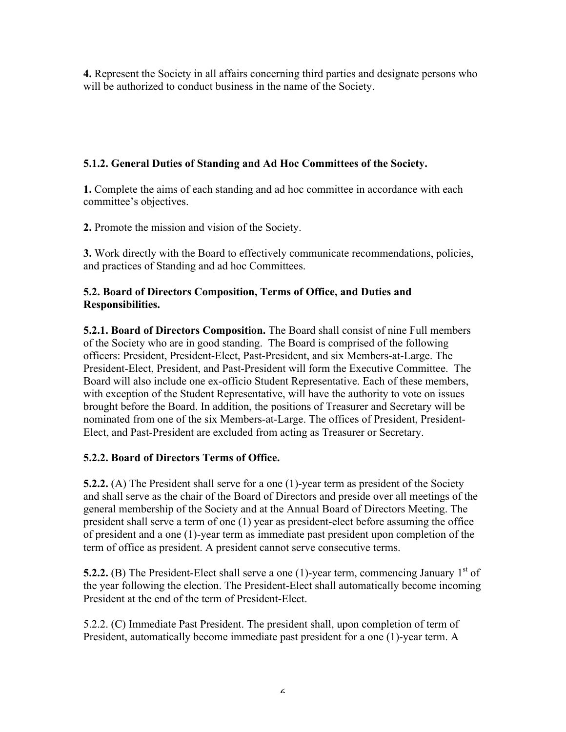**4.** Represent the Society in all affairs concerning third parties and designate persons who will be authorized to conduct business in the name of the Society.

### 5.1.2. General Duties of Standing and Ad Hoc Committees of the Society.

**1.** Complete the aims of each standing and ad hoc committee in accordance with each committee's objectives.

**2.** Promote the mission and vision of the Society.

**3.** Work directly with the Board to effectively communicate recommendations, policies, and practices of Standing and ad hoc Committees.

### 5.2. Board of Directors Composition, Terms of Office, and Duties and Responsibilities.

**5.2.1. Board of Directors Composition.** The Board shall consist of nine Full members of the Society who are in good standing. The Board is comprised of the following officers: President, President-Elect, Past-President, and six Members-at-Large. The President-Elect, President, and Past-President will form the Executive Committee. The Board will also include one ex-officio Student Representative. Each of these members, with exception of the Student Representative, will have the authority to vote on issues brought before the Board. In addition, the positions of Treasurer and Secretary will be nominated from one of the six Members-at-Large. The offices of President, President-Elect, and Past-President are excluded from acting as Treasurer or Secretary.

### 5.2.2. Board of Directors Terms of Office.

**5.2.2.** (A) The President shall serve for a one (1)-year term as president of the Society and shall serve as the chair of the Board of Directors and preside over all meetings of the general membership of the Society and at the Annual Board of Directors Meeting. The president shall serve a term of one (1) year as president-elect before assuming the office of president and a one (1)-year term as immediate past president upon completion of the term of office as president. A president cannot serve consecutive terms.

**5.2.2.** (B) The President-Elect shall serve a one (1)-year term, commencing January 1st of the year following the election. The President-Elect shall automatically become incoming President at the end of the term of President-Elect.

5.2.2. (C) Immediate Past President. The president shall, upon completion of term of President, automatically become immediate past president for a one (1)-year term. A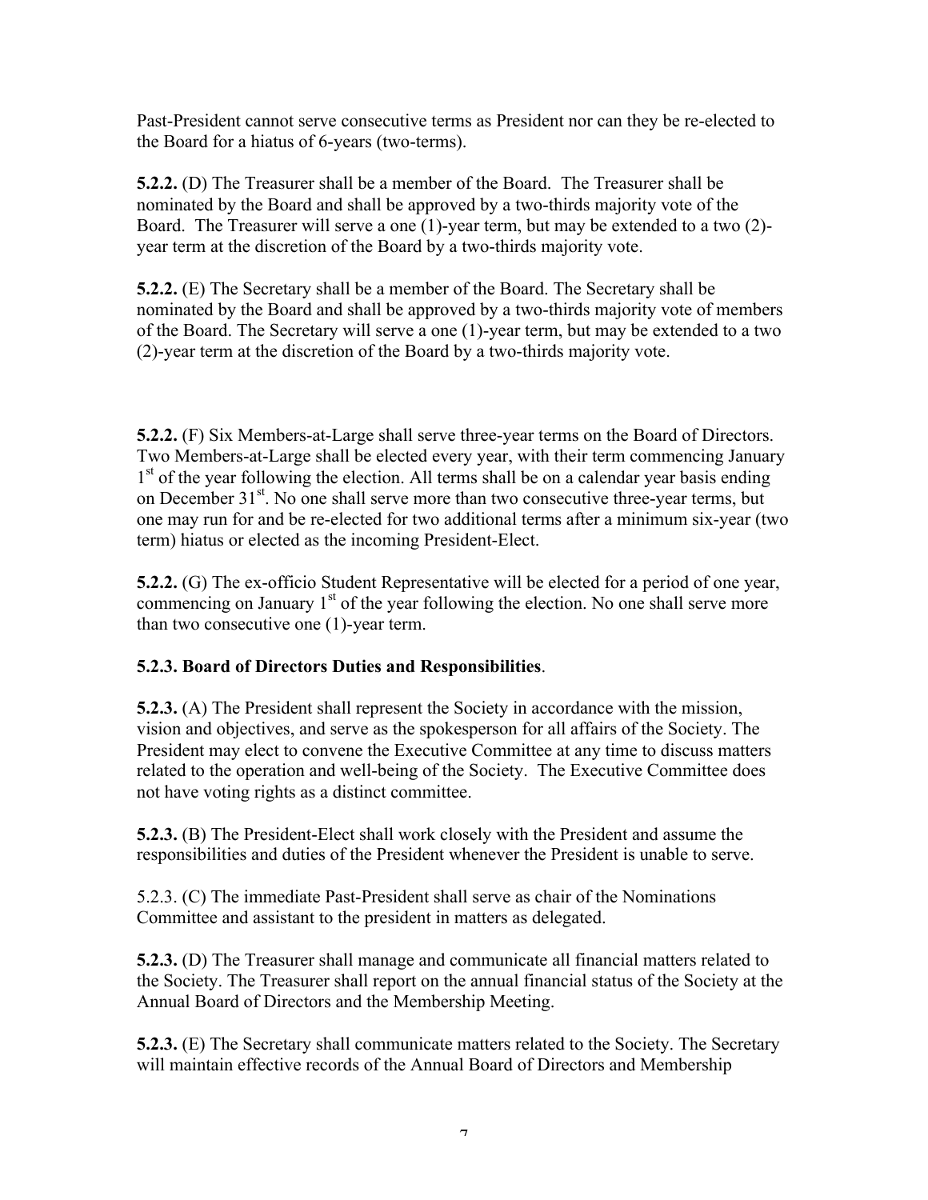Past-President cannot serve consecutive terms as President nor can they be re-elected to the Board for a hiatus of 6-years (two-terms).

**5.2.2.** (D) The Treasurer shall be a member of the Board. The Treasurer shall be nominated by the Board and shall be approved by a two-thirds majority vote of the Board. The Treasurer will serve a one (1)-year term, but may be extended to a two (2)-year term at the discretion of the Board by a two-thirds majority vote.

**5.2.2.** (E) The Secretary shall be a member of the Board. The Secretary shall be nominated by the Board and shall be approved by a two-thirds majority vote of members of the Board. The Secretary will serve a one (1)-year term, but may be extended to a two (2)-year term at the discretion of the Board by a two-thirds majority vote.

**5.2.2.** (F) Six Members-at-Large shall serve three-year terms on the Board of Directors. Two Members-at-Large shall be elected every year, with their term commencing January 1st of the year following the election. All terms shall be on a calendar year basis ending on December 31st. No one shall serve more than two consecutive three-year terms, but one may run for and be re-elected for two additional terms after a minimum six-year (two term) hiatus or elected as the incoming President-Elect.

**5.2.2.** (G) The ex-officio Student Representative will be elected for a period of one year, commencing on January 1st of the year following the election. No one shall serve more than two consecutive one (1)-year term.

**5.2.3. Board of Directors Duties and Responsibilities**.

**5.2.3.** (A) The President shall represent the Society in accordance with the mission, vision and objectives, and serve as the spokesperson for all affairs of the Society. The President may elect to convene the Executive Committee at any time to discuss matters related to the operation and well-being of the Society. The Executive Committee does not have voting rights as a distinct committee.

**5.2.3.** (B) The President-Elect shall work closely with the President and assume the responsibilities and duties of the President whenever the President is unable to serve.

5.2.3. (C) The immediate Past-President shall serve as chair of the Nominations Committee and assistant to the president in matters as delegated.

**5.2.3.** (D) The Treasurer shall manage and communicate all financial matters related to the Society. The Treasurer shall report on the annual financial status of the Society at the Annual Board of Directors and the Membership Meeting.

**5.2.3.** (E) The Secretary shall communicate matters related to the Society. The Secretary will maintain effective records of the Annual Board of Directors and Membership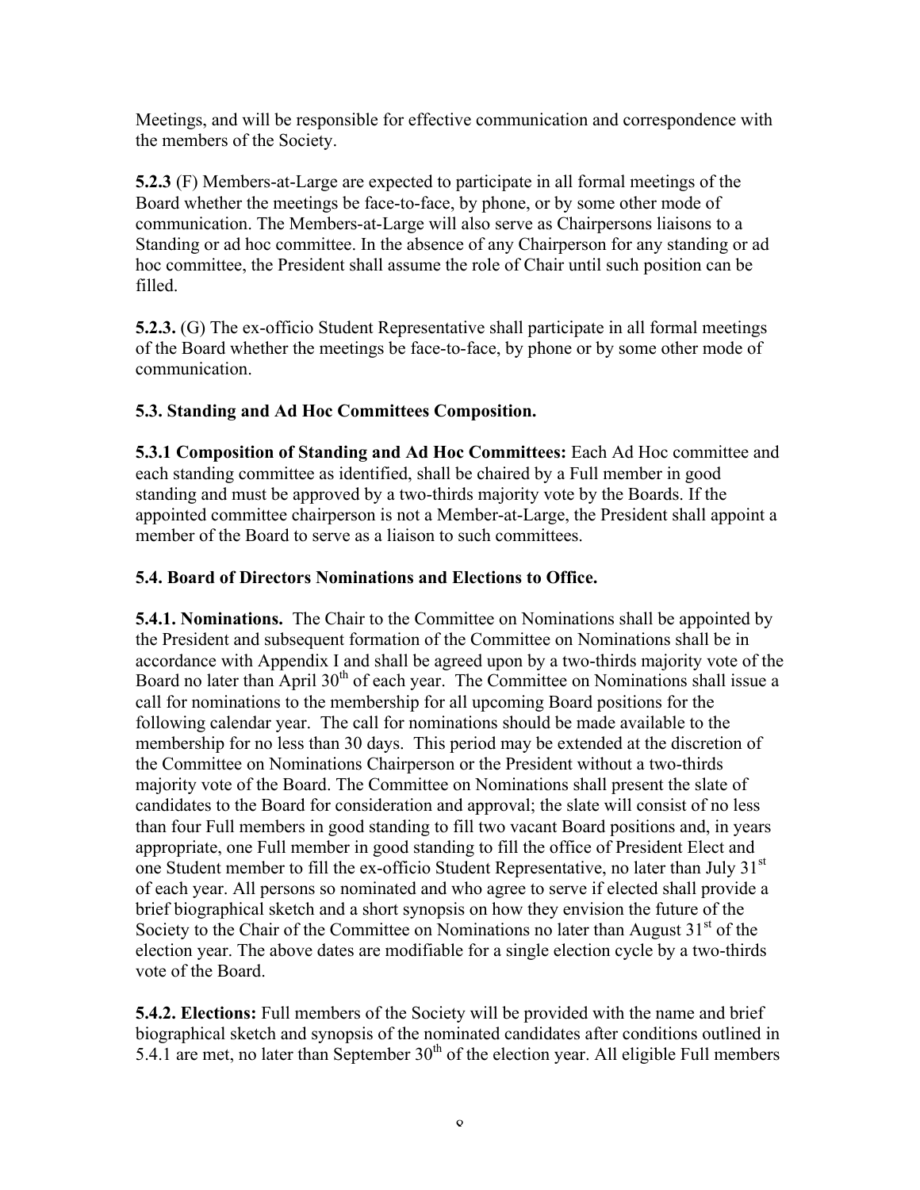Meetings, and will be responsible for effective communication and correspondence with the members of the Society.

**5.2.3** (F) Members-at-Large are expected to participate in all formal meetings of the Board whether the meetings be face-to-face, by phone, or by some other mode of communication. The Members-at-Large will also serve as Chairpersons liaisons to a Standing or ad hoc committee. In the absence of any Chairperson for any standing or ad hoc committee, the President shall assume the role of Chair until such position can be filled.

**5.2.3.** (G) The ex-officio Student Representative shall participate in all formal meetings of the Board whether the meetings be face-to-face, by phone or by some other mode of communication.

**5.3. Standing and Ad Hoc Committees Composition.**

**5.3.1 Composition of Standing and Ad Hoc Committees:** Each Ad Hoc committee and each standing committee as identified, shall be chaired by a Full member in good standing and must be approved by a two-thirds majority vote by the Boards. If the appointed committee chairperson is not a Member-at-Large, the President shall appoint a member of the Board to serve as a liaison to such committees.

**5.4. Board of Directors Nominations and Elections to Office.**

**5.4.1. Nominations.** The Chair to the Committee on Nominations shall be appointed by the President and subsequent formation of the Committee on Nominations shall be in accordance with Appendix I and shall be agreed upon by a two-thirds majority vote of the Board no later than April 30th of each year. The Committee on Nominations shall issue a call for nominations to the membership for all upcoming Board positions for the following calendar year. The call for nominations should be made available to the membership for no less than 30 days. This period may be extended at the discretion of the Committee on Nominations Chairperson or the President without a two-thirds majority vote of the Board. The Committee on Nominations shall present the slate of candidates to the Board for consideration and approval; the slate will consist of no less than four Full members in good standing to fill two vacant Board positions and, in years appropriate, one Full member in good standing to fill the office of President Elect and one Student member to fill the ex-officio Student Representative, no later than July 31st of each year. All persons so nominated and who agree to serve if elected shall provide a brief biographical sketch and a short synopsis on how they envision the future of the Society to the Chair of the Committee on Nominations no later than August 31st of the election year. The above dates are modifiable for a single election cycle by a two-thirds vote of the Board.

**5.4.2. Elections:** Full members of the Society will be provided with the name and brief biographical sketch and synopsis of the nominated candidates after conditions outlined in 5.4.1 are met, no later than September 30th of the election year. All eligible Full members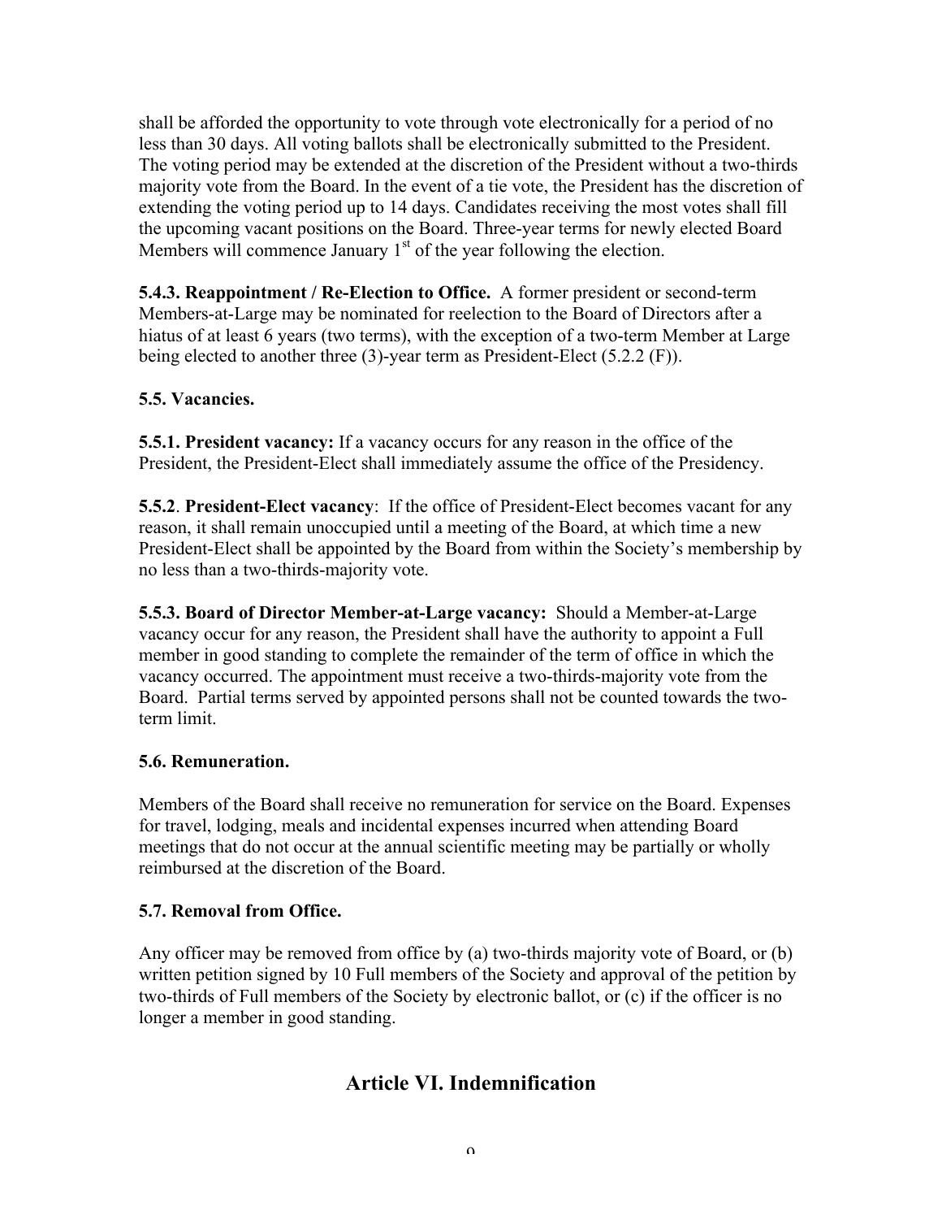shall be afforded the opportunity to vote through vote electronically for a period of no less than 30 days. All voting ballots shall be electronically submitted to the President. The voting period may be extended at the discretion of the President without a two-thirds majority vote from the Board. In the event of a tie vote, the President has the discretion of extending the voting period up to 14 days. Candidates receiving the most votes shall fill the upcoming vacant positions on the Board. Three-year terms for newly elected Board Members will commence January 1st of the year following the election.

**5.4.3. Reappointment / Re-Election to Office.** A former president or second-term Members-at-Large may be nominated for reelection to the Board of Directors after a hiatus of at least 6 years (two terms), with the exception of a two-term Member at Large being elected to another three (3)-year term as President-Elect (5.2.2 (F)).

**5.5. Vacancies.**

**5.5.1. President vacancy:** If a vacancy occurs for any reason in the office of the President, the President-Elect shall immediately assume the office of the Presidency.

**5.5.2**. **President-Elect vacancy**: If the office of President-Elect becomes vacant for any reason, it shall remain unoccupied until a meeting of the Board, at which time a new President-Elect shall be appointed by the Board from within the Society's membership by no less than a two-thirds-majority vote.

**5.5.3. Board of Director Member-at-Large vacancy:** Should a Member-at-Large vacancy occur for any reason, the President shall have the authority to appoint a Full member in good standing to complete the remainder of the term of office in which the vacancy occurred. The appointment must receive a two-thirds-majority vote from the Board. Partial terms served by appointed persons shall not be counted towards the two-term limit.

**5.6. Remuneration.**

Members of the Board shall receive no remuneration for service on the Board. Expenses for travel, lodging, meals and incidental expenses incurred when attending Board meetings that do not occur at the annual scientific meeting may be partially or wholly reimbursed at the discretion of the Board.

**5.7. Removal from Office.**

Any officer may be removed from office by (a) two-thirds majority vote of Board, or (b) written petition signed by 10 Full members of the Society and approval of the petition by two-thirds of Full members of the Society by electronic ballot, or (c) if the officer is no longer a member in good standing.

## Article VI. Indemnification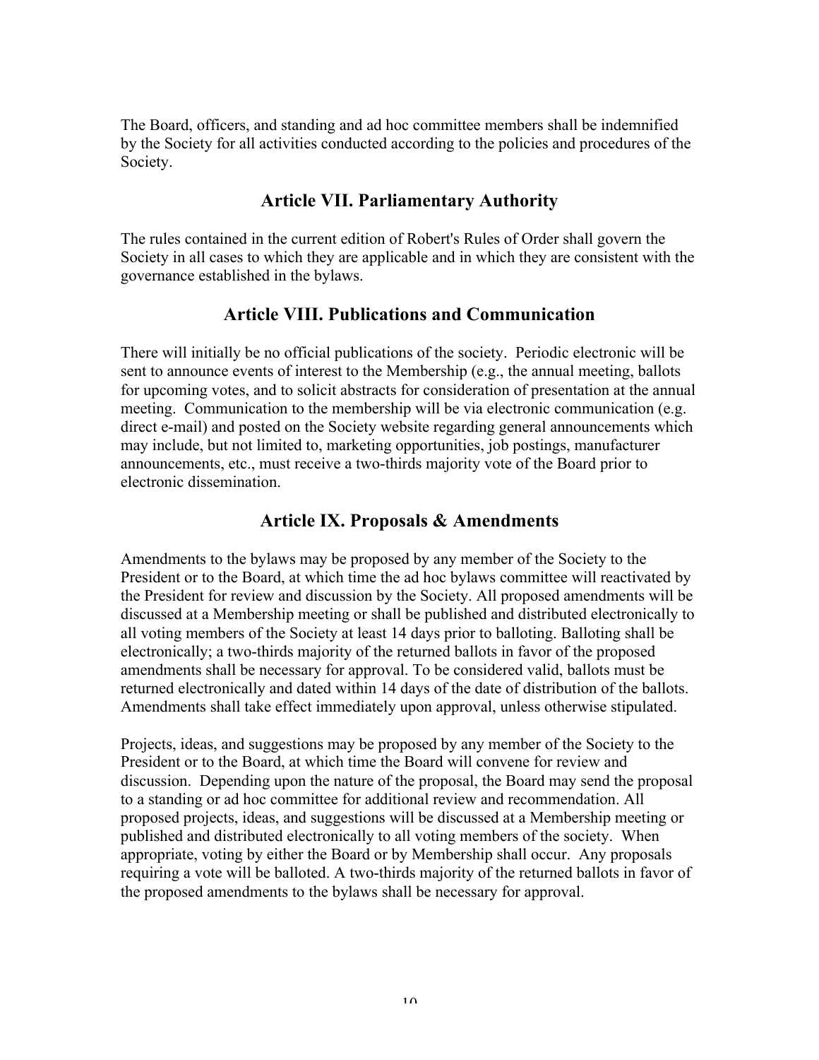The Board, officers, and standing and ad hoc committee members shall be indemnified by the Society for all activities conducted according to the policies and procedures of the Society.

## Article VII. Parliamentary Authority

The rules contained in the current edition of Robert's Rules of Order shall govern the Society in all cases to which they are applicable and in which they are consistent with the governance established in the bylaws.

## Article VIII. Publications and Communication

There will initially be no official publications of the society. Periodic electronic will be sent to announce events of interest to the Membership (e.g., the annual meeting, ballots for upcoming votes, and to solicit abstracts for consideration of presentation at the annual meeting. Communication to the membership will be via electronic communication (e.g. direct e-mail) and posted on the Society website regarding general announcements which may include, but not limited to, marketing opportunities, job postings, manufacturer announcements, etc., must receive a two-thirds majority vote of the Board prior to electronic dissemination.

## Article IX. Proposals & Amendments

Amendments to the bylaws may be proposed by any member of the Society to the President or to the Board, at which time the ad hoc bylaws committee will reactivated by the President for review and discussion by the Society. All proposed amendments will be discussed at a Membership meeting or shall be published and distributed electronically to all voting members of the Society at least 14 days prior to balloting. Balloting shall be electronically; a two-thirds majority of the returned ballots in favor of the proposed amendments shall be necessary for approval. To be considered valid, ballots must be returned electronically and dated within 14 days of the date of distribution of the ballots. Amendments shall take effect immediately upon approval, unless otherwise stipulated.

Projects, ideas, and suggestions may be proposed by any member of the Society to the President or to the Board, at which time the Board will convene for review and discussion. Depending upon the nature of the proposal, the Board may send the proposal to a standing or ad hoc committee for additional review and recommendation. All proposed projects, ideas, and suggestions will be discussed at a Membership meeting or published and distributed electronically to all voting members of the society. When appropriate, voting by either the Board or by Membership shall occur. Any proposals requiring a vote will be balloted. A two-thirds majority of the returned ballots in favor of the proposed amendments to the bylaws shall be necessary for approval.